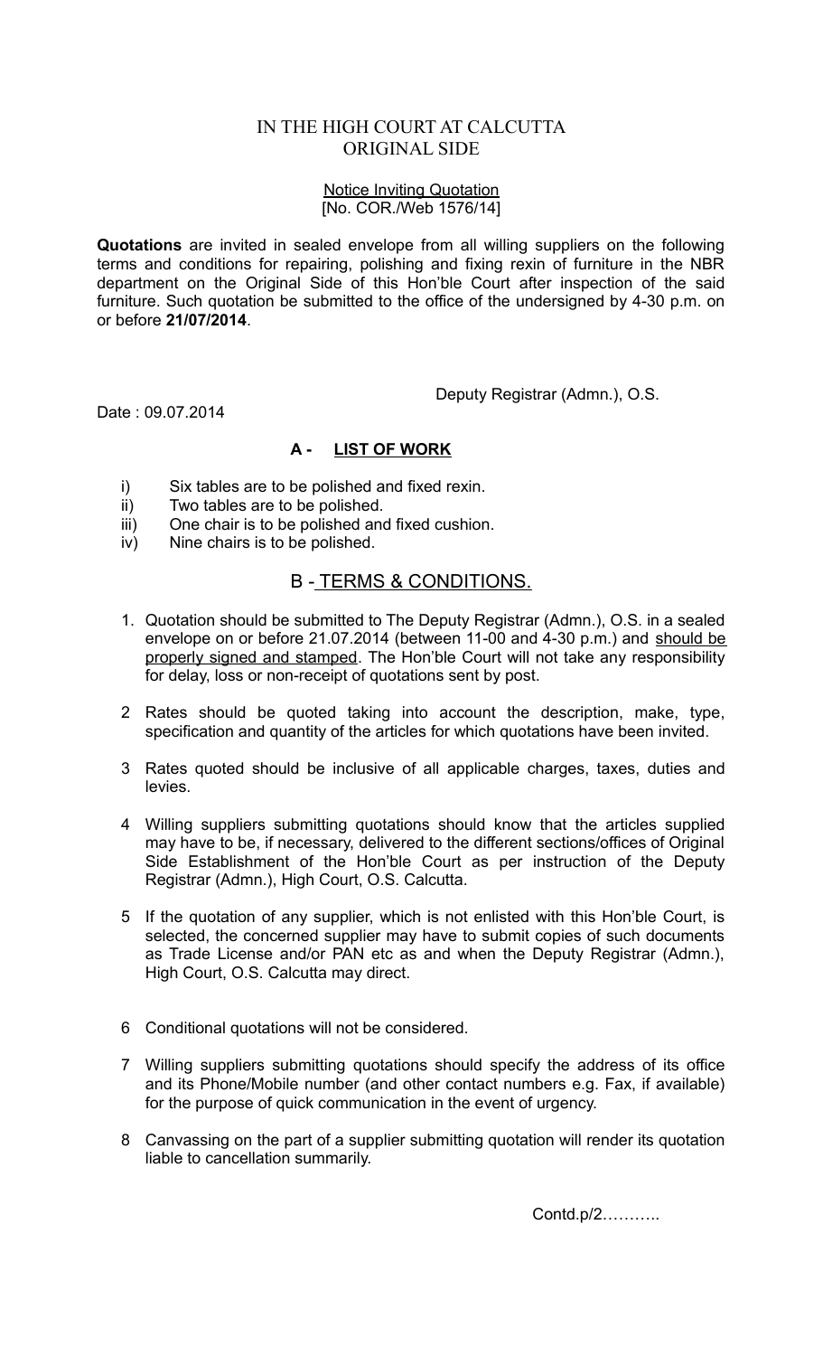# IN THE HIGH COURT AT CALCUTTA
## ORIGINAL SIDE

<u>Notice Inviting Quotation</u>
[No. COR./Web 1576/14]

**Quotations** are invited in sealed envelope from all willing suppliers on the following terms and conditions for repairing, polishing and fixing rexin of furniture in the NBR department on the Original Side of this Hon'ble Court after inspection of the said furniture. Such quotation be submitted to the office of the undersigned by 4-30 p.m. on or before **21/07/2014**.

Deputy Registrar (Admn.), O.S.

Date : 09.07.2014

### A - <u>LIST OF WORK</u>

i) Six tables are to be polished and fixed rexin.
ii) Two tables are to be polished.
iii) One chair is to be polished and fixed cushion.
iv) Nine chairs is to be polished.

## B - <u>TERMS & CONDITIONS.</u>

1. Quotation should be submitted to The Deputy Registrar (Admn.), O.S. in a sealed envelope on or before 21.07.2014 (between 11-00 and 4-30 p.m.) and <u>should be properly signed and stamped</u>. The Hon'ble Court will not take any responsibility for delay, loss or non-receipt of quotations sent by post.

2. Rates should be quoted taking into account the description, make, type, specification and quantity of the articles for which quotations have been invited.

3. Rates quoted should be inclusive of all applicable charges, taxes, duties and levies.

4. Willing suppliers submitting quotations should know that the articles supplied may have to be, if necessary, delivered to the different sections/offices of Original Side Establishment of the Hon'ble Court as per instruction of the Deputy Registrar (Admn.), High Court, O.S. Calcutta.

5. If the quotation of any supplier, which is not enlisted with this Hon'ble Court, is selected, the concerned supplier may have to submit copies of such documents as Trade License and/or PAN etc as and when the Deputy Registrar (Admn.), High Court, O.S. Calcutta may direct.

6. Conditional quotations will not be considered.

7. Willing suppliers submitting quotations should specify the address of its office and its Phone/Mobile number (and other contact numbers e.g. Fax, if available) for the purpose of quick communication in the event of urgency.

8. Canvassing on the part of a supplier submitting quotation will render its quotation liable to cancellation summarily.

Contd.p/2………..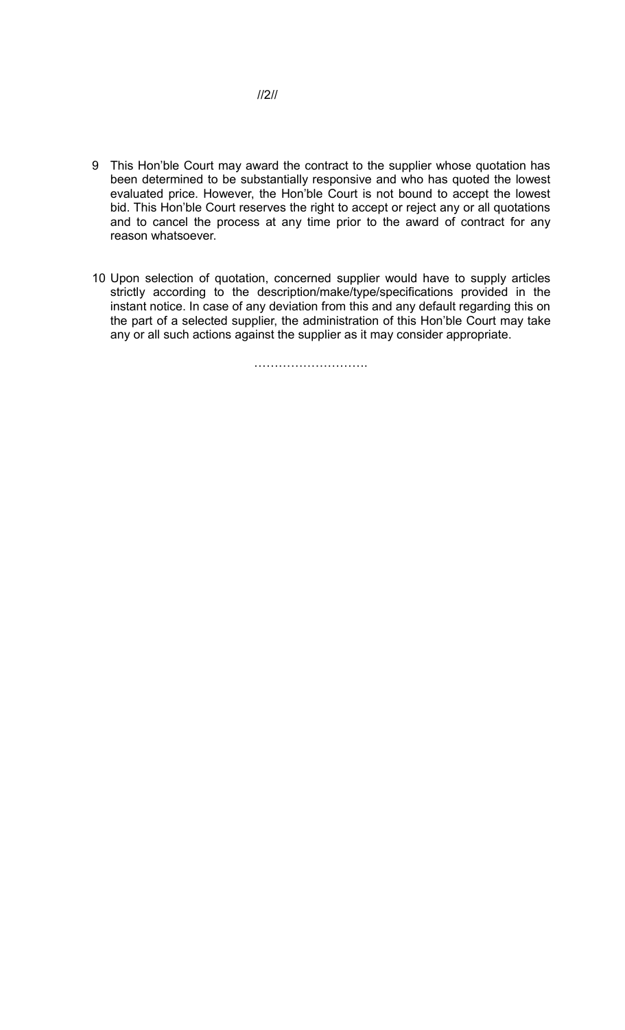9 This Hon'ble Court may award the contract to the supplier whose quotation has been determined to be substantially responsive and who has quoted the lowest evaluated price. However, the Hon'ble Court is not bound to accept the lowest bid. This Hon'ble Court reserves the right to accept or reject any or all quotations and to cancel the process at any time prior to the award of contract for any reason whatsoever.

10 Upon selection of quotation, concerned supplier would have to supply articles strictly according to the description/make/type/specifications provided in the instant notice. In case of any deviation from this and any default regarding this on the part of a selected supplier, the administration of this Hon'ble Court may take any or all such actions against the supplier as it may consider appropriate.

……………………….